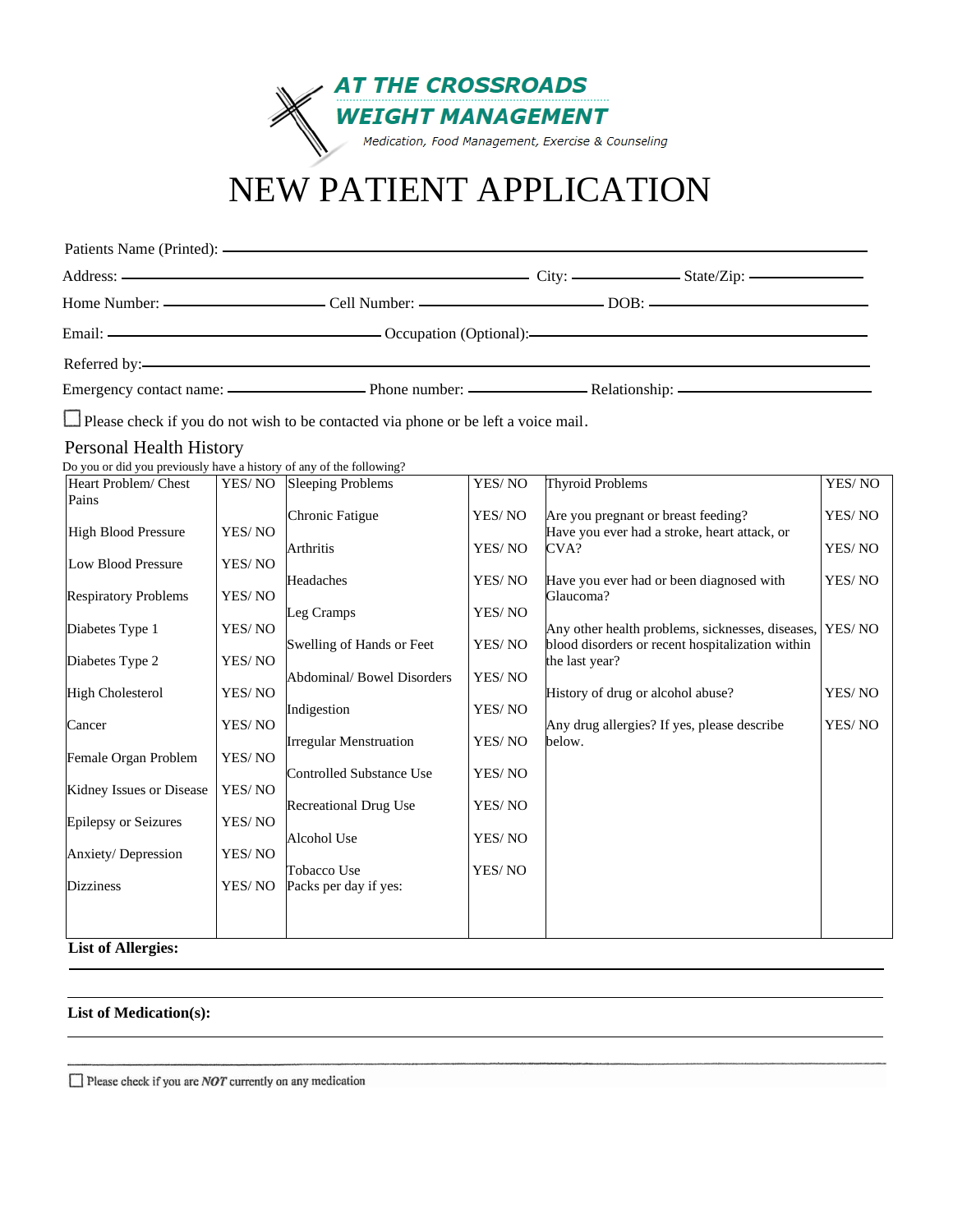**AT THE CROSSROADS WEIGHT MANAGEMENT**

Medication, Food Management, Exercise & Counseling

# NEW PATIENT APPLICATION

Patients Name (Printed): ______________________________________________

Address: ______________________________ City: ____________ State/Zip: ____________

Home Number: ______________ Cell Number: ______________ DOB: ______________

Email: ______________________ Occupation (Optional):______________________

Referred by:______________________________________________

Emergency contact name: ______________ Phone number: ____________ Relationship: ____________

☐ Please check if you do not wish to be contacted via phone or be left a voice mail.

## Personal Health History

Do you or did you previously have a history of any of the following?

| | | | | | |
|---|---|---|---|---|---|
| Heart Problem/ Chest Pains | YES/ NO | Sleeping Problems | YES/ NO | Thyroid Problems | YES/ NO |
| High Blood Pressure | YES/ NO | Chronic Fatigue | YES/ NO | Are you pregnant or breast feeding? | YES/ NO |
| Low Blood Pressure | YES/ NO | Arthritis | YES/ NO | Have you ever had a stroke, heart attack, or CVA? | YES/ NO |
| Respiratory Problems | YES/ NO | Headaches | YES/ NO | Have you ever had or been diagnosed with Glaucoma? | YES/ NO |
| Diabetes Type 1 | YES/ NO | Leg Cramps | YES/ NO | Any other health problems, sicknesses, diseases, blood disorders or recent hospitalization within the last year? | YES/ NO |
| Diabetes Type 2 | YES/ NO | Swelling of Hands or Feet | YES/ NO | | |
| High Cholesterol | YES/ NO | Abdominal/ Bowel Disorders | YES/ NO | History of drug or alcohol abuse? | YES/ NO |
| Cancer | YES/ NO | Indigestion | YES/ NO | Any drug allergies? If yes, please describe below. | YES/ NO |
| Female Organ Problem | YES/ NO | Irregular Menstruation | YES/ NO | | |
| Kidney Issues or Disease | YES/ NO | Controlled Substance Use | YES/ NO | | |
| Epilepsy or Seizures | YES/ NO | Recreational Drug Use | YES/ NO | | |
| Anxiety/ Depression | YES/ NO | Alcohol Use | YES/ NO | | |
| Dizziness | YES/ NO | Tobacco Use<br>Packs per day if yes: | YES/ NO | | |

**List of Allergies:**

______________________________________________

**List of Medication(s):**

______________________________________________

☐ Please check if you are *NOT* currently on any medication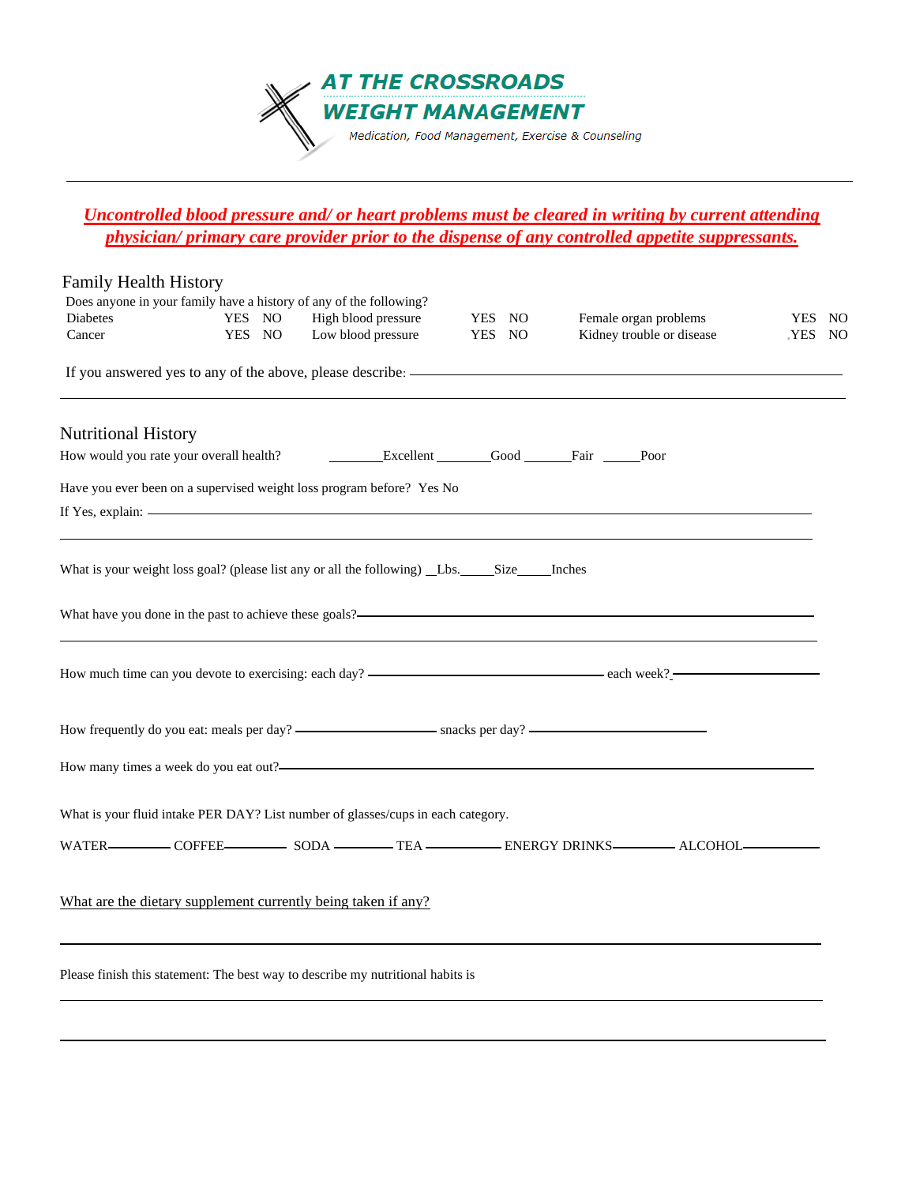# AT THE CROSSROADS WEIGHT MANAGEMENT

*Medication, Food Management, Exercise & Counseling*

---

***Uncontrolled blood pressure and/ or heart problems must be cleared in writing by current attending physician/ primary care provider prior to the dispense of any controlled appetite suppressants.***

## Family Health History

Does anyone in your family have a history of any of the following?

| | | | | | |
|---|---|---|---|---|---|
| Diabetes | YES NO | High blood pressure | YES NO | Female organ problems | YES NO |
| Cancer | YES NO | Low blood pressure | YES NO | Kidney trouble or disease | YES NO |

If you answered yes to any of the above, please describe: \_\_\_\_\_\_\_\_\_\_\_\_\_\_\_\_\_\_\_\_\_\_\_\_\_\_\_\_\_\_\_\_\_\_\_\_\_\_\_\_

\_\_\_\_\_\_\_\_\_\_\_\_\_\_\_\_\_\_\_\_\_\_\_\_\_\_\_\_\_\_\_\_\_\_\_\_\_\_\_\_\_\_\_\_\_\_\_\_\_\_\_\_\_\_\_\_\_\_\_\_\_\_\_\_

## Nutritional History

How would you rate your overall health? \_\_\_\_\_\_\_\_Excellent \_\_\_\_\_\_\_\_Good \_\_\_\_\_\_\_Fair \_\_\_\_\_Poor

Have you ever been on a supervised weight loss program before? Yes No

If Yes, explain: \_\_\_\_\_\_\_\_\_\_\_\_\_\_\_\_\_\_\_\_\_\_\_\_\_\_\_\_\_\_\_\_\_\_\_\_\_\_\_\_\_\_\_\_\_\_\_\_\_\_\_\_\_\_

\_\_\_\_\_\_\_\_\_\_\_\_\_\_\_\_\_\_\_\_\_\_\_\_\_\_\_\_\_\_\_\_\_\_\_\_\_\_\_\_\_\_\_\_\_\_\_\_\_\_\_\_\_\_\_\_\_\_\_\_\_\_\_\_

What is your weight loss goal? (please list any or all the following) \_\_Lbs.\_\_\_\_\_Size\_\_\_\_\_Inches

What have you done in the past to achieve these goals?\_\_\_\_\_\_\_\_\_\_\_\_\_\_\_\_\_\_\_\_\_\_\_\_\_\_\_\_\_\_\_\_\_\_\_\_\_\_\_\_

\_\_\_\_\_\_\_\_\_\_\_\_\_\_\_\_\_\_\_\_\_\_\_\_\_\_\_\_\_\_\_\_\_\_\_\_\_\_\_\_\_\_\_\_\_\_\_\_\_\_\_\_\_\_\_\_\_\_\_\_\_\_\_\_

How much time can you devote to exercising: each day? \_\_\_\_\_\_\_\_\_\_\_\_\_\_\_\_\_\_\_\_\_\_\_\_\_\_ each week? \_\_\_\_\_\_\_\_\_\_\_\_\_\_\_\_

How frequently do you eat: meals per day? \_\_\_\_\_\_\_\_\_\_\_\_\_\_\_\_ snacks per day? \_\_\_\_\_\_\_\_\_\_\_\_\_\_\_\_\_\_\_\_

How many times a week do you eat out?\_\_\_\_\_\_\_\_\_\_\_\_\_\_\_\_\_\_\_\_\_\_\_\_\_\_\_\_\_\_\_\_\_\_\_\_\_\_\_\_\_\_\_\_\_\_\_\_\_\_\_\_

What is your fluid intake PER DAY? List number of glasses/cups in each category.

WATER\_\_\_\_\_\_\_\_ COFFEE\_\_\_\_\_\_\_\_ SODA \_\_\_\_\_\_\_\_ TEA \_\_\_\_\_\_\_\_\_\_ ENERGY DRINKS\_\_\_\_\_\_\_\_ ALCOHOL\_\_\_\_\_\_\_\_\_\_

What are the dietary supplement currently being taken if any?

\_\_\_\_\_\_\_\_\_\_\_\_\_\_\_\_\_\_\_\_\_\_\_\_\_\_\_\_\_\_\_\_\_\_\_\_\_\_\_\_\_\_\_\_\_\_\_\_\_\_\_\_\_\_\_\_\_\_\_\_\_\_\_\_

Please finish this statement: The best way to describe my nutritional habits is

\_\_\_\_\_\_\_\_\_\_\_\_\_\_\_\_\_\_\_\_\_\_\_\_\_\_\_\_\_\_\_\_\_\_\_\_\_\_\_\_\_\_\_\_\_\_\_\_\_\_\_\_\_\_\_\_\_\_\_\_\_\_\_\_

\_\_\_\_\_\_\_\_\_\_\_\_\_\_\_\_\_\_\_\_\_\_\_\_\_\_\_\_\_\_\_\_\_\_\_\_\_\_\_\_\_\_\_\_\_\_\_\_\_\_\_\_\_\_\_\_\_\_\_\_\_\_\_\_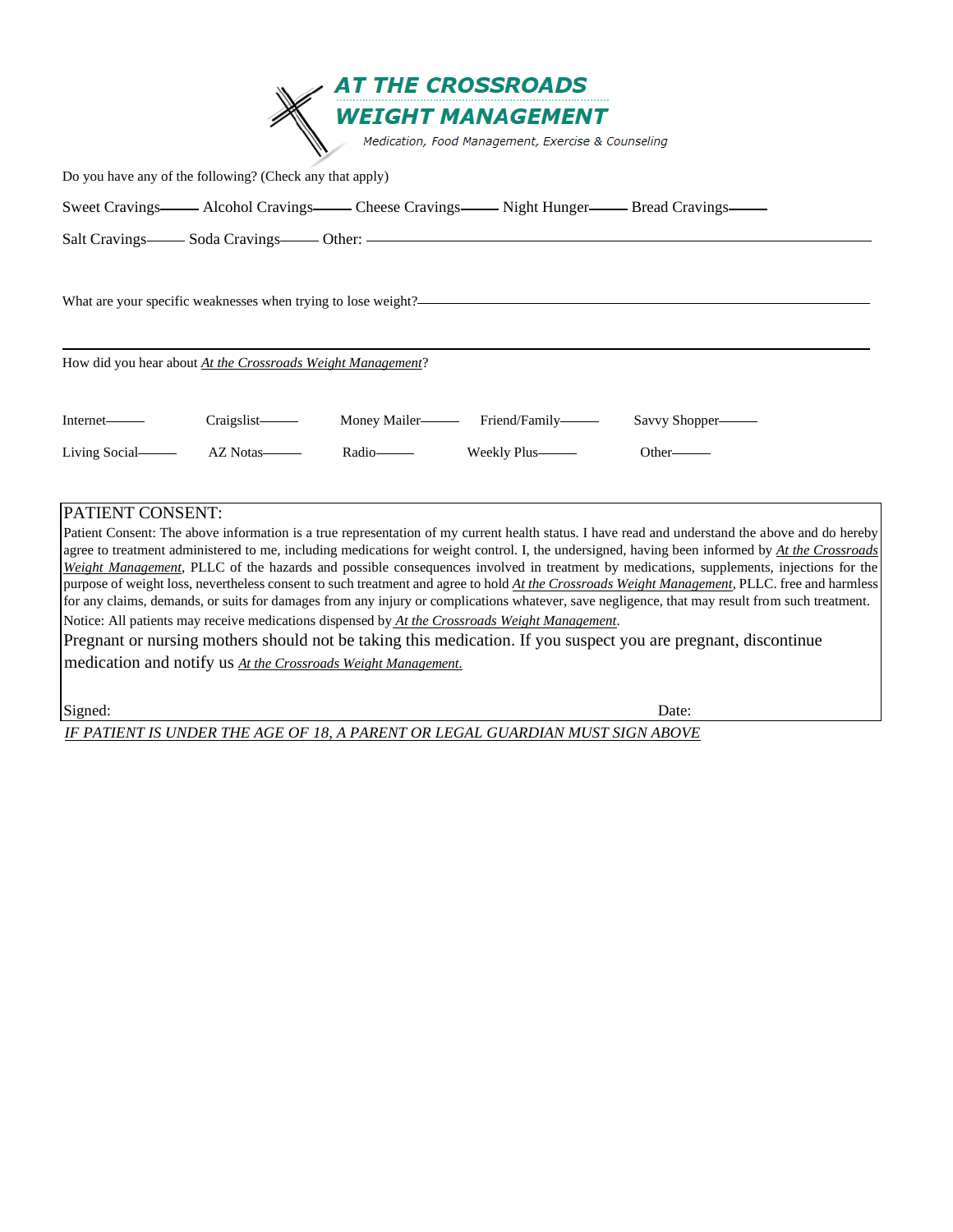# AT THE CROSSROADS WEIGHT MANAGEMENT

*Medication, Food Management, Exercise & Counseling*

Do you have any of the following? (Check any that apply)

Sweet Cravings\_\_\_\_\_ Alcohol Cravings\_\_\_\_\_ Cheese Cravings\_\_\_\_\_ Night Hunger\_\_\_\_\_ Bread Cravings\_\_\_\_\_

Salt Cravings\_\_\_\_\_ Soda Cravings\_\_\_\_\_ Other: \_\_\_\_\_\_\_\_\_\_\_\_\_\_\_\_\_\_\_\_\_\_\_\_\_\_\_\_\_\_\_\_\_\_\_\_\_\_\_\_

What are your specific weaknesses when trying to lose weight?\_\_\_\_\_\_\_\_\_\_\_\_\_\_\_\_\_\_\_\_\_\_\_\_\_\_\_\_\_\_\_\_\_\_\_\_\_\_\_\_

\_\_\_\_\_\_\_\_\_\_\_\_\_\_\_\_\_\_\_\_\_\_\_\_\_\_\_\_\_\_\_\_\_\_\_\_\_\_\_\_\_\_\_\_\_\_\_\_\_\_\_\_\_\_\_\_\_\_\_\_\_\_\_\_\_\_\_\_\_\_\_\_\_\_\_\_\_\_\_\_\_\_\_\_\_\_\_\_\_\_\_\_\_\_\_\_\_\_\_\_\_\_

How did you hear about *At the Crossroads Weight Management*?

Internet\_\_\_\_\_ Craigslist\_\_\_\_\_ Money Mailer\_\_\_\_\_ Friend/Family\_\_\_\_\_ Savvy Shopper\_\_\_\_\_

Living Social\_\_\_\_\_ AZ Notas\_\_\_\_\_ Radio\_\_\_\_\_ Weekly Plus\_\_\_\_\_ Other\_\_\_\_\_

PATIENT CONSENT:

Patient Consent: The above information is a true representation of my current health status. I have read and understand the above and do hereby agree to treatment administered to me, including medications for weight control. I, the undersigned, having been informed by *At the Crossroads Weight Management*, PLLC of the hazards and possible consequences involved in treatment by medications, supplements, injections for the purpose of weight loss, nevertheless consent to such treatment and agree to hold *At the Crossroads Weight Management*, PLLC. free and harmless for any claims, demands, or suits for damages from any injury or complications whatever, save negligence, that may result from such treatment.

Notice: All patients may receive medications dispensed by *At the Crossroads Weight Management*.

Pregnant or nursing mothers should not be taking this medication. If you suspect you are pregnant, discontinue medication and notify us *At the Crossroads Weight Management.*

Signed: Date:

*IF PATIENT IS UNDER THE AGE OF 18, A PARENT OR LEGAL GUARDIAN MUST SIGN ABOVE*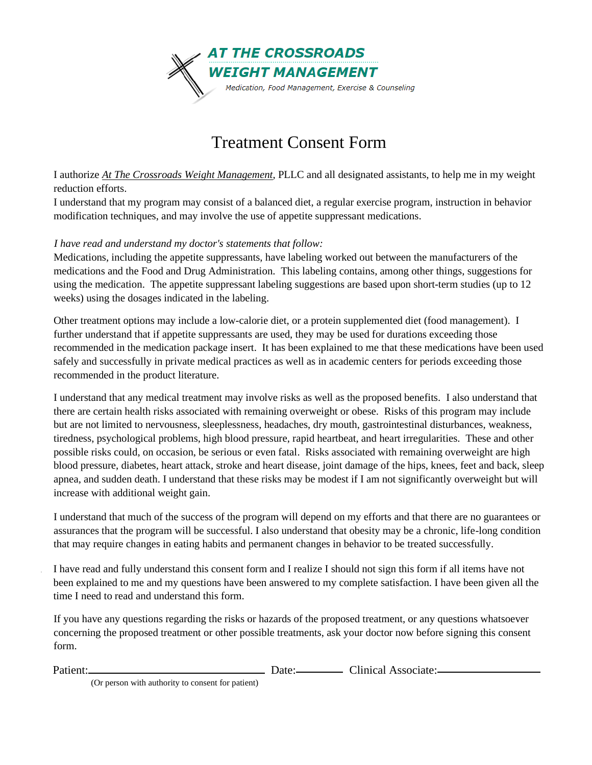**AT THE CROSSROADS**
**WEIGHT MANAGEMENT**
*Medication, Food Management, Exercise & Counseling*

# Treatment Consent Form

I authorize *At The Crossroads Weight Management*, PLLC and all designated assistants, to help me in my weight reduction efforts.
I understand that my program may consist of a balanced diet, a regular exercise program, instruction in behavior modification techniques, and may involve the use of appetite suppressant medications.

*I have read and understand my doctor's statements that follow:*
Medications, including the appetite suppressants, have labeling worked out between the manufacturers of the medications and the Food and Drug Administration. This labeling contains, among other things, suggestions for using the medication. The appetite suppressant labeling suggestions are based upon short-term studies (up to 12 weeks) using the dosages indicated in the labeling.

Other treatment options may include a low-calorie diet, or a protein supplemented diet (food management). I further understand that if appetite suppressants are used, they may be used for durations exceeding those recommended in the medication package insert. It has been explained to me that these medications have been used safely and successfully in private medical practices as well as in academic centers for periods exceeding those recommended in the product literature.

I understand that any medical treatment may involve risks as well as the proposed benefits. I also understand that there are certain health risks associated with remaining overweight or obese. Risks of this program may include but are not limited to nervousness, sleeplessness, headaches, dry mouth, gastrointestinal disturbances, weakness, tiredness, psychological problems, high blood pressure, rapid heartbeat, and heart irregularities. These and other possible risks could, on occasion, be serious or even fatal. Risks associated with remaining overweight are high blood pressure, diabetes, heart attack, stroke and heart disease, joint damage of the hips, knees, feet and back, sleep apnea, and sudden death. I understand that these risks may be modest if I am not significantly overweight but will increase with additional weight gain.

I understand that much of the success of the program will depend on my efforts and that there are no guarantees or assurances that the program will be successful. I also understand that obesity may be a chronic, life-long condition that may require changes in eating habits and permanent changes in behavior to be treated successfully.

I have read and fully understand this consent form and I realize I should not sign this form if all items have not been explained to me and my questions have been answered to my complete satisfaction. I have been given all the time I need to read and understand this form.

If you have any questions regarding the risks or hazards of the proposed treatment, or any questions whatsoever concerning the proposed treatment or other possible treatments, ask your doctor now before signing this consent form.

Patient:________________________________ Date:________ Clinical Associate:________________________
(Or person with authority to consent for patient)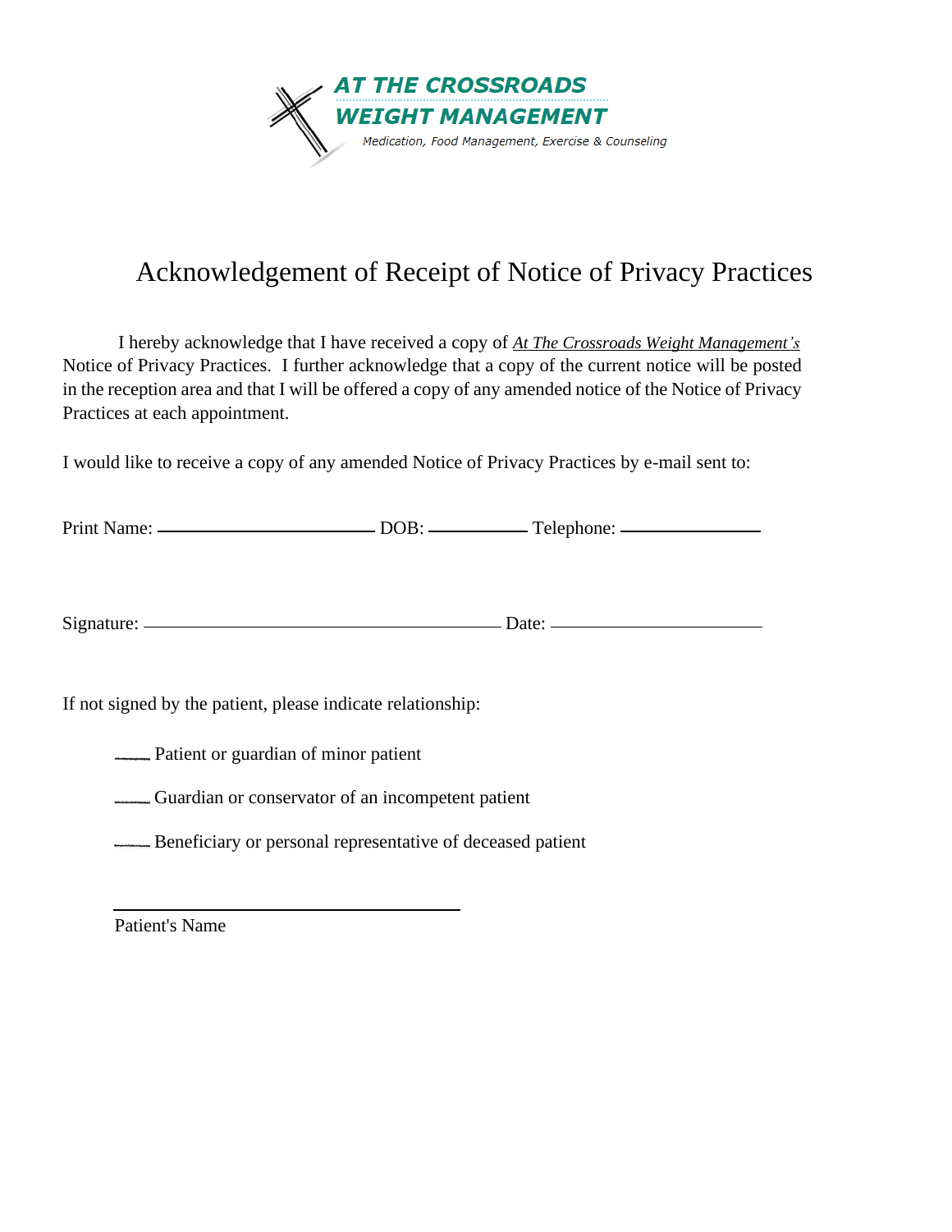AT THE CROSSROADS
WEIGHT MANAGEMENT
*Medication, Food Management, Exercise & Counseling*

# Acknowledgement of Receipt of Notice of Privacy Practices

I hereby acknowledge that I have received a copy of *At The Crossroads Weight Management's* Notice of Privacy Practices. I further acknowledge that a copy of the current notice will be posted in the reception area and that I will be offered a copy of any amended notice of the Notice of Privacy Practices at each appointment.

I would like to receive a copy of any amended Notice of Privacy Practices by e-mail sent to:

Print Name: ________________________ DOB: __________ Telephone: ______________

Signature: ________________________________________ Date: ______________________

If not signed by the patient, please indicate relationship:

___ Patient or guardian of minor patient

___ Guardian or conservator of an incompetent patient

___ Beneficiary or personal representative of deceased patient

______________________________________
Patient's Name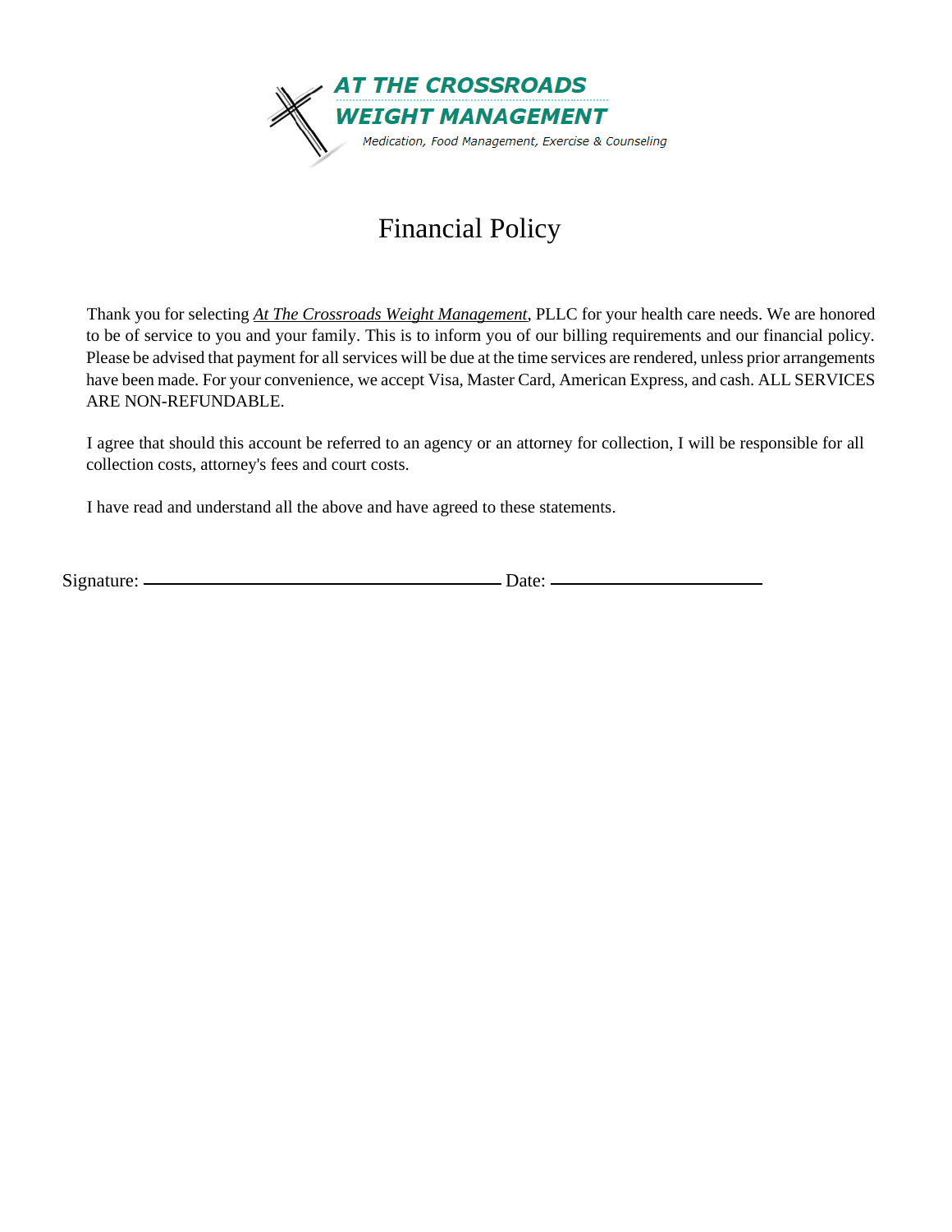**AT THE CROSSROADS**
**WEIGHT MANAGEMENT**
*Medication, Food Management, Exercise & Counseling*

# Financial Policy

Thank you for selecting *At The Crossroads Weight Management*, PLLC for your health care needs. We are honored to be of service to you and your family. This is to inform you of our billing requirements and our financial policy. Please be advised that payment for all services will be due at the time services are rendered, unless prior arrangements have been made. For your convenience, we accept Visa, Master Card, American Express, and cash. ALL SERVICES ARE NON-REFUNDABLE.

I agree that should this account be referred to an agency or an attorney for collection, I will be responsible for all collection costs, attorney's fees and court costs.

I have read and understand all the above and have agreed to these statements.

Signature: ______________________________ Date: ____________________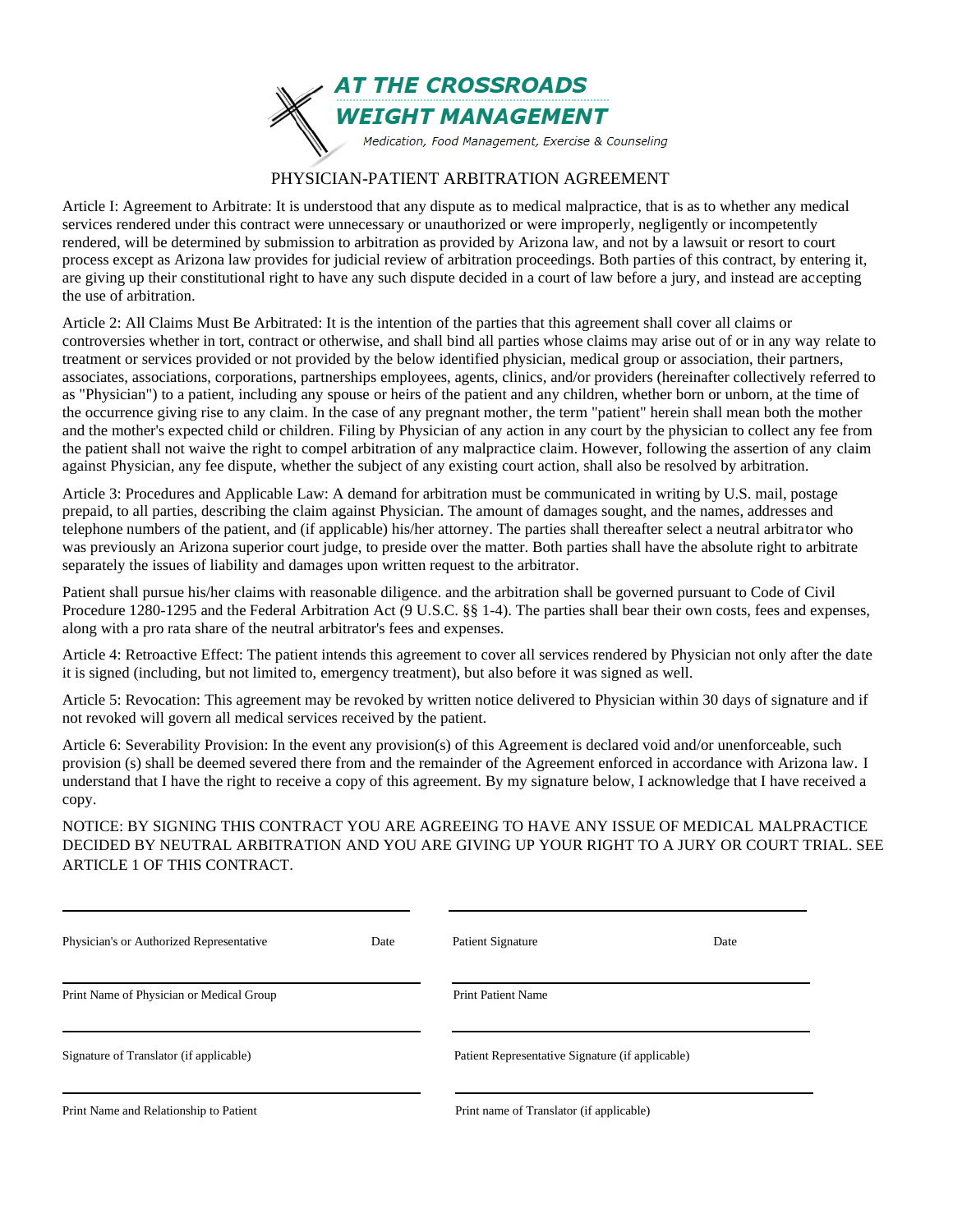# AT THE CROSSROADS WEIGHT MANAGEMENT

*Medication, Food Management, Exercise & Counseling*

## PHYSICIAN-PATIENT ARBITRATION AGREEMENT

Article I: Agreement to Arbitrate: It is understood that any dispute as to medical malpractice, that is as to whether any medical services rendered under this contract were unnecessary or unauthorized or were improperly, negligently or incompetently rendered, will be determined by submission to arbitration as provided by Arizona law, and not by a lawsuit or resort to court process except as Arizona law provides for judicial review of arbitration proceedings. Both parties of this contract, by entering it, are giving up their constitutional right to have any such dispute decided in a court of law before a jury, and instead are accepting the use of arbitration.

Article 2: All Claims Must Be Arbitrated: It is the intention of the parties that this agreement shall cover all claims or controversies whether in tort, contract or otherwise, and shall bind all parties whose claims may arise out of or in any way relate to treatment or services provided or not provided by the below identified physician, medical group or association, their partners, associates, associations, corporations, partnerships employees, agents, clinics, and/or providers (hereinafter collectively referred to as "Physician") to a patient, including any spouse or heirs of the patient and any children, whether born or unborn, at the time of the occurrence giving rise to any claim. In the case of any pregnant mother, the term "patient" herein shall mean both the mother and the mother's expected child or children. Filing by Physician of any action in any court by the physician to collect any fee from the patient shall not waive the right to compel arbitration of any malpractice claim. However, following the assertion of any claim against Physician, any fee dispute, whether the subject of any existing court action, shall also be resolved by arbitration.

Article 3: Procedures and Applicable Law: A demand for arbitration must be communicated in writing by U.S. mail, postage prepaid, to all parties, describing the claim against Physician. The amount of damages sought, and the names, addresses and telephone numbers of the patient, and (if applicable) his/her attorney. The parties shall thereafter select a neutral arbitrator who was previously an Arizona superior court judge, to preside over the matter. Both parties shall have the absolute right to arbitrate separately the issues of liability and damages upon written request to the arbitrator.

Patient shall pursue his/her claims with reasonable diligence. and the arbitration shall be governed pursuant to Code of Civil Procedure 1280-1295 and the Federal Arbitration Act (9 U.S.C. §§ 1-4). The parties shall bear their own costs, fees and expenses, along with a pro rata share of the neutral arbitrator's fees and expenses.

Article 4: Retroactive Effect: The patient intends this agreement to cover all services rendered by Physician not only after the date it is signed (including, but not limited to, emergency treatment), but also before it was signed as well.

Article 5: Revocation: This agreement may be revoked by written notice delivered to Physician within 30 days of signature and if not revoked will govern all medical services received by the patient.

Article 6: Severability Provision: In the event any provision(s) of this Agreement is declared void and/or unenforceable, such provision (s) shall be deemed severed there from and the remainder of the Agreement enforced in accordance with Arizona law. I understand that I have the right to receive a copy of this agreement. By my signature below, I acknowledge that I have received a copy.

NOTICE: BY SIGNING THIS CONTRACT YOU ARE AGREEING TO HAVE ANY ISSUE OF MEDICAL MALPRACTICE DECIDED BY NEUTRAL ARBITRATION AND YOU ARE GIVING UP YOUR RIGHT TO A JURY OR COURT TRIAL. SEE ARTICLE 1 OF THIS CONTRACT.

_______________________________________ &nbsp;&nbsp;&nbsp; _______________________________________

Physician's or Authorized Representative &nbsp;&nbsp;&nbsp; Date &nbsp;&nbsp;&nbsp;&nbsp; Patient Signature &nbsp;&nbsp;&nbsp; Date

_______________________________________ &nbsp;&nbsp;&nbsp; _______________________________________

Print Name of Physician or Medical Group &nbsp;&nbsp;&nbsp;&nbsp; Print Patient Name

_______________________________________ &nbsp;&nbsp;&nbsp; _______________________________________

Signature of Translator (if applicable) &nbsp;&nbsp;&nbsp;&nbsp; Patient Representative Signature (if applicable)

_______________________________________ &nbsp;&nbsp;&nbsp; _______________________________________

Print Name and Relationship to Patient &nbsp;&nbsp;&nbsp;&nbsp; Print name of Translator (if applicable)